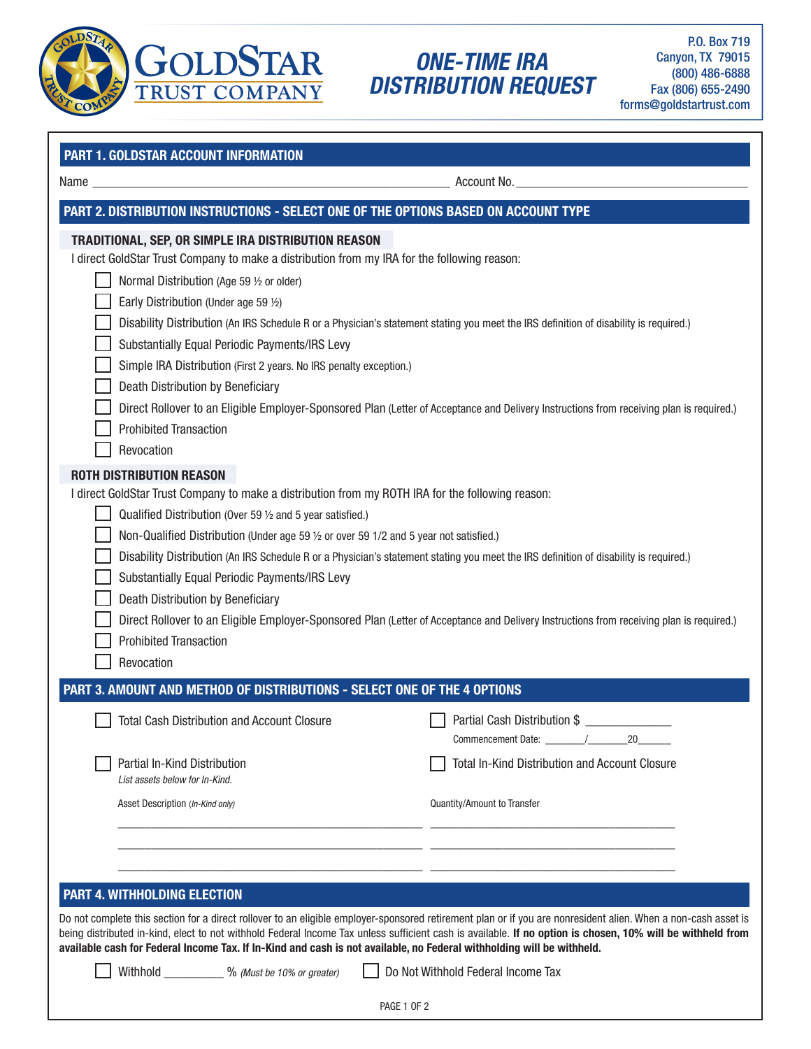GOLDSTAR TRUST COMPANY

# ONE-TIME IRA DISTRIBUTION REQUEST

P.O. Box 719
Canyon, TX 79015
(800) 486-6888
Fax (806) 655-2490
forms@goldstartrust.com

## PART 1. GOLDSTAR ACCOUNT INFORMATION

Name ______________________________ Account No. ______________________________

## PART 2. DISTRIBUTION INSTRUCTIONS - SELECT ONE OF THE OPTIONS BASED ON ACCOUNT TYPE

### TRADITIONAL, SEP, OR SIMPLE IRA DISTRIBUTION REASON

I direct GoldStar Trust Company to make a distribution from my IRA for the following reason:

- ☐ Normal Distribution (Age 59 ½ or older)
- ☐ Early Distribution (Under age 59 ½)
- ☐ Disability Distribution (An IRS Schedule R or a Physician's statement stating you meet the IRS definition of disability is required.)
- ☐ Substantially Equal Periodic Payments/IRS Levy
- ☐ Simple IRA Distribution (First 2 years. No IRS penalty exception.)
- ☐ Death Distribution by Beneficiary
- ☐ Direct Rollover to an Eligible Employer-Sponsored Plan (Letter of Acceptance and Delivery Instructions from receiving plan is required.)
- ☐ Prohibited Transaction
- ☐ Revocation

### ROTH DISTRIBUTION REASON

I direct GoldStar Trust Company to make a distribution from my ROTH IRA for the following reason:

- ☐ Qualified Distribution (Over 59 ½ and 5 year satisfied.)
- ☐ Non-Qualified Distribution (Under age 59 ½ or over 59 1/2 and 5 year not satisfied.)
- ☐ Disability Distribution (An IRS Schedule R or a Physician's statement stating you meet the IRS definition of disability is required.)
- ☐ Substantially Equal Periodic Payments/IRS Levy
- ☐ Death Distribution by Beneficiary
- ☐ Direct Rollover to an Eligible Employer-Sponsored Plan (Letter of Acceptance and Delivery Instructions from receiving plan is required.)
- ☐ Prohibited Transaction
- ☐ Revocation

## PART 3. AMOUNT AND METHOD OF DISTRIBUTIONS - SELECT ONE OF THE 4 OPTIONS

- ☐ Total Cash Distribution and Account Closure
- ☐ Partial Cash Distribution $ ____________
  Commencement Date: _______/_______20______
- ☐ Partial In-Kind Distribution
  *List assets below for In-Kind.*
- ☐ Total In-Kind Distribution and Account Closure

| Asset Description (*In-Kind only*) | Quantity/Amount to Transfer |
|---|---|
| | |
| | |
| | |

## PART 4. WITHHOLDING ELECTION

Do not complete this section for a direct rollover to an eligible employer-sponsored retirement plan or if you are nonresident alien. When a non-cash asset is being distributed in-kind, elect to not withhold Federal Income Tax unless sufficient cash is available. **If no option is chosen, 10% will be withheld from available cash for Federal Income Tax. If In-Kind and cash is not available, no Federal withholding will be withheld.**

☐ Withhold _________ % *(Must be 10% or greater)*  ☐ Do Not Withhold Federal Income Tax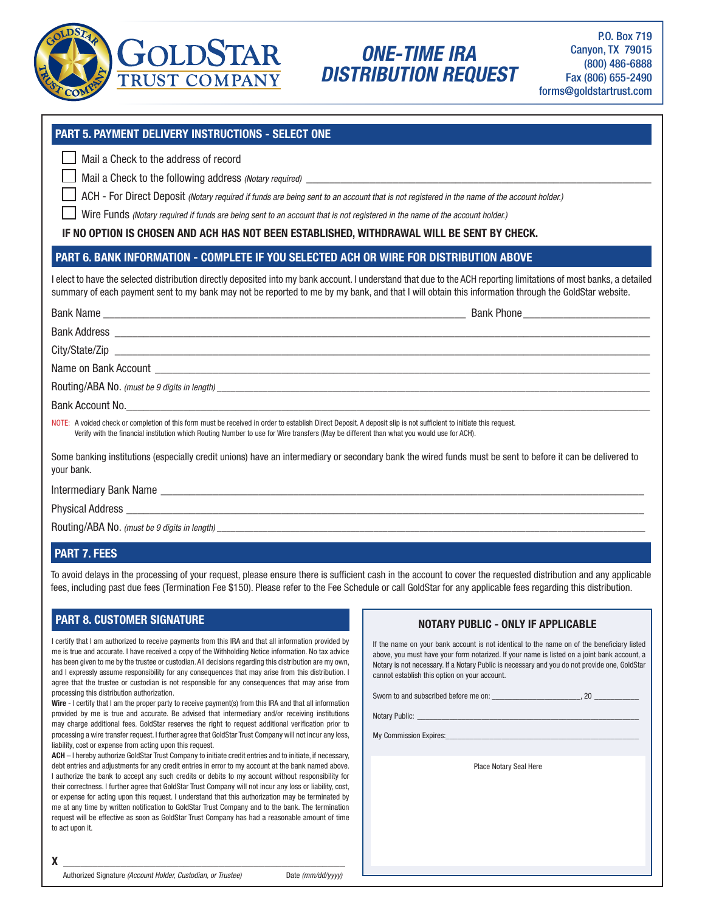GOLDSTAR TRUST COMPANY

# ONE-TIME IRA DISTRIBUTION REQUEST

P.O. Box 719
Canyon, TX 79015
(800) 486-6888
Fax (806) 655-2490
forms@goldstartrust.com

## PART 5. PAYMENT DELIVERY INSTRUCTIONS - SELECT ONE

☐ Mail a Check to the address of record

☐ Mail a Check to the following address *(Notary required)* ____________________

☐ ACH - For Direct Deposit *(Notary required if funds are being sent to an account that is not registered in the name of the account holder.)*

☐ Wire Funds *(Notary required if funds are being sent to an account that is not registered in the name of the account holder.)*

**IF NO OPTION IS CHOSEN AND ACH HAS NOT BEEN ESTABLISHED, WITHDRAWAL WILL BE SENT BY CHECK.**

## PART 6. BANK INFORMATION - COMPLETE IF YOU SELECTED ACH OR WIRE FOR DISTRIBUTION ABOVE

I elect to have the selected distribution directly deposited into my bank account. I understand that due to the ACH reporting limitations of most banks, a detailed summary of each payment sent to my bank may not be reported to me by my bank, and that I will obtain this information through the GoldStar website.

Bank Name ____________________ Bank Phone ____________________

Bank Address ____________________

City/State/Zip ____________________

Name on Bank Account ____________________

Routing/ABA No. *(must be 9 digits in length)* ____________________

Bank Account No. ____________________

NOTE: A voided check or completion of this form must be received in order to establish Direct Deposit. A deposit slip is not sufficient to initiate this request. Verify with the financial institution which Routing Number to use for Wire transfers (May be different than what you would use for ACH).

Some banking institutions (especially credit unions) have an intermediary or secondary bank the wired funds must be sent to before it can be delivered to your bank.

Intermediary Bank Name ____________________

Physical Address ____________________

Routing/ABA No. *(must be 9 digits in length)* ____________________

## PART 7. FEES

To avoid delays in the processing of your request, please ensure there is sufficient cash in the account to cover the requested distribution and any applicable fees, including past due fees (Termination Fee $150). Please refer to the Fee Schedule or call GoldStar for any applicable fees regarding this distribution.

## PART 8. CUSTOMER SIGNATURE

I certify that I am authorized to receive payments from this IRA and that all information provided by me is true and accurate. I have received a copy of the Withholding Notice information. No tax advice has been given to me by the trustee or custodian. All decisions regarding this distribution are my own, and I expressly assume responsibility for any consequences that may arise from this distribution. I agree that the trustee or custodian is not responsible for any consequences that may arise from processing this distribution authorization.

**Wire** - I certify that I am the proper party to receive payment(s) from this IRA and that all information provided by me is true and accurate. Be advised that intermediary and/or receiving institutions may charge additional fees. GoldStar reserves the right to request additional verification prior to processing a wire transfer request. I further agree that GoldStar Trust Company will not incur any loss, liability, cost or expense from acting upon this request.

**ACH** – I hereby authorize GoldStar Trust Company to initiate credit entries and to initiate, if necessary, debit entries and adjustments for any credit entries in error to my account at the bank named above. I authorize the bank to accept any such credits or debits to my account without responsibility for their correctness. I further agree that GoldStar Trust Company will not incur any loss or liability, cost, or expense for acting upon this request. I understand that this authorization may be terminated by me at any time by written notification to GoldStar Trust Company and to the bank. The termination request will be effective as soon as GoldStar Trust Company has had a reasonable amount of time to act upon it.

X ____________________

Authorized Signature *(Account Holder, Custodian, or Trustee)* Date *(mm/dd/yyyy)*

### NOTARY PUBLIC - ONLY IF APPLICABLE

If the name on your bank account is not identical to the name on of the beneficiary listed above, you must have your form notarized. If your name is listed on a joint bank account, a Notary is not necessary. If a Notary Public is necessary and you do not provide one, GoldStar cannot establish this option on your account.

Sworn to and subscribed before me on: ____________________, 20 ________

Notary Public: ____________________

My Commission Expires: ____________________

Place Notary Seal Here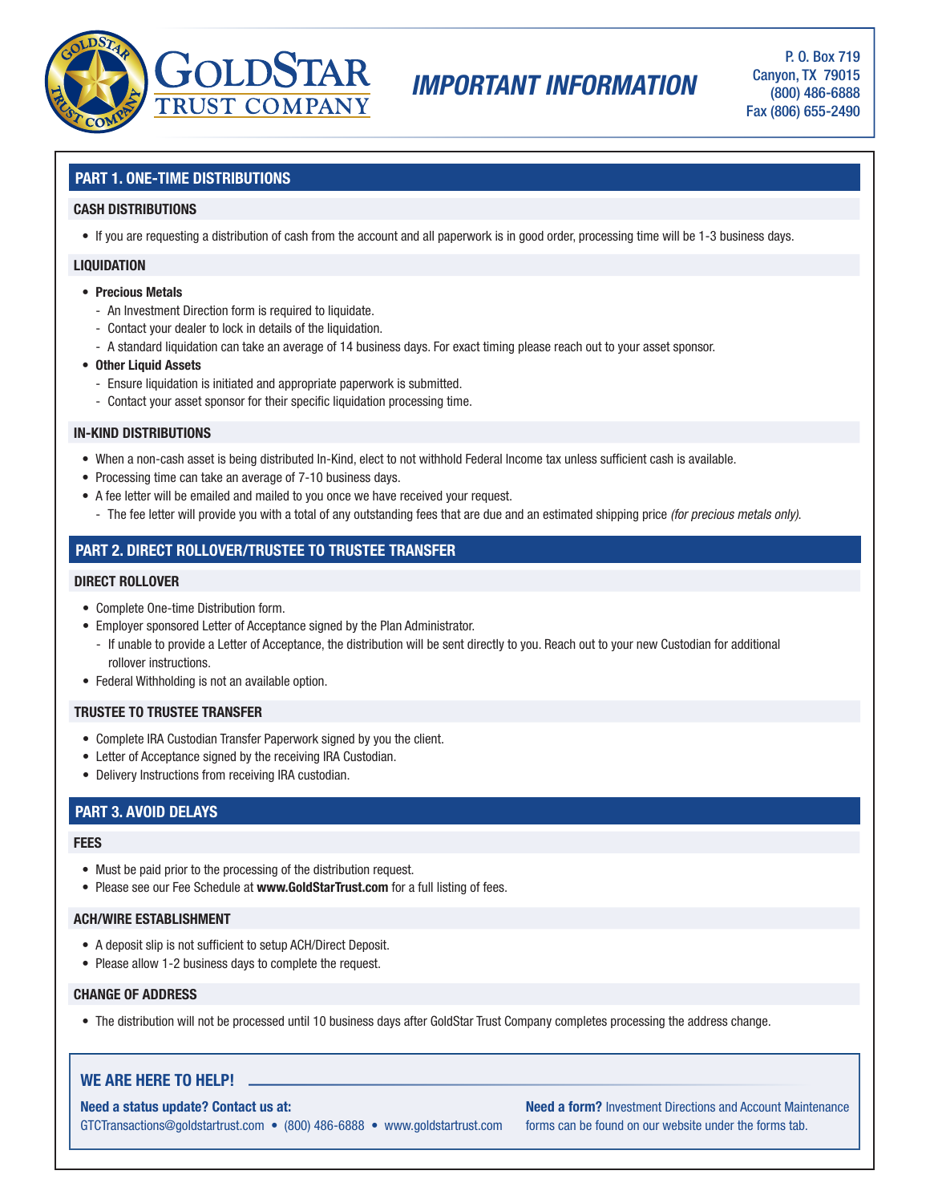# GoldStar Trust Company

## IMPORTANT INFORMATION

P. O. Box 719
Canyon, TX 79015
(800) 486-6888
Fax (806) 655-2490

## PART 1. ONE-TIME DISTRIBUTIONS

### CASH DISTRIBUTIONS

- If you are requesting a distribution of cash from the account and all paperwork is in good order, processing time will be 1-3 business days.

### LIQUIDATION

- **Precious Metals**
  - An Investment Direction form is required to liquidate.
  - Contact your dealer to lock in details of the liquidation.
  - A standard liquidation can take an average of 14 business days. For exact timing please reach out to your asset sponsor.
- **Other Liquid Assets**
  - Ensure liquidation is initiated and appropriate paperwork is submitted.
  - Contact your asset sponsor for their specific liquidation processing time.

### IN-KIND DISTRIBUTIONS

- When a non-cash asset is being distributed In-Kind, elect to not withhold Federal Income tax unless sufficient cash is available.
- Processing time can take an average of 7-10 business days.
- A fee letter will be emailed and mailed to you once we have received your request.
  - The fee letter will provide you with a total of any outstanding fees that are due and an estimated shipping price *(for precious metals only).*

## PART 2. DIRECT ROLLOVER/TRUSTEE TO TRUSTEE TRANSFER

### DIRECT ROLLOVER

- Complete One-time Distribution form.
- Employer sponsored Letter of Acceptance signed by the Plan Administrator.
  - If unable to provide a Letter of Acceptance, the distribution will be sent directly to you. Reach out to your new Custodian for additional rollover instructions.
- Federal Withholding is not an available option.

### TRUSTEE TO TRUSTEE TRANSFER

- Complete IRA Custodian Transfer Paperwork signed by you the client.
- Letter of Acceptance signed by the receiving IRA Custodian.
- Delivery Instructions from receiving IRA custodian.

## PART 3. AVOID DELAYS

### FEES

- Must be paid prior to the processing of the distribution request.
- Please see our Fee Schedule at **www.GoldStarTrust.com** for a full listing of fees.

### ACH/WIRE ESTABLISHMENT

- A deposit slip is not sufficient to setup ACH/Direct Deposit.
- Please allow 1-2 business days to complete the request.

### CHANGE OF ADDRESS

- The distribution will not be processed until 10 business days after GoldStar Trust Company completes processing the address change.

### WE ARE HERE TO HELP!

**Need a status update? Contact us at:**
GTCTransactions@goldstartrust.com • (800) 486-6888 • www.goldstartrust.com

**Need a form?** Investment Directions and Account Maintenance forms can be found on our website under the forms tab.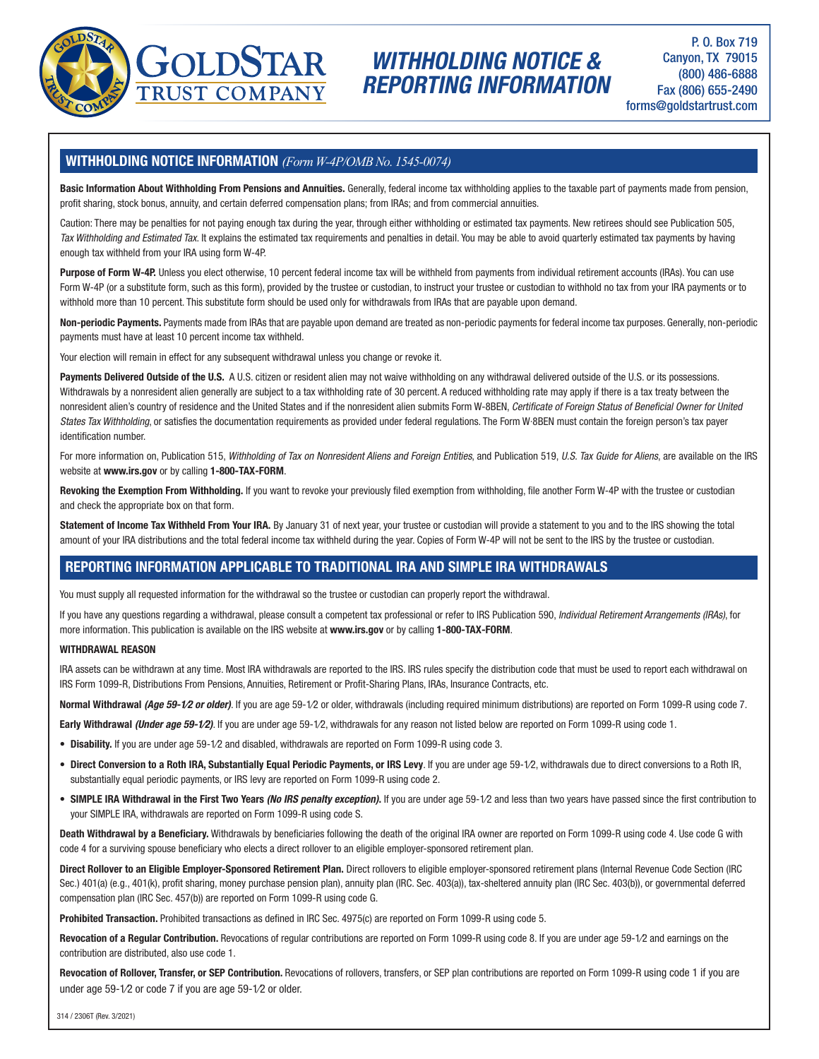# GoldStar Trust Company

# WITHHOLDING NOTICE & REPORTING INFORMATION

P. O. Box 719
Canyon, TX 79015
(800) 486-6888
Fax (806) 655-2490
forms@goldstartrust.com

## WITHHOLDING NOTICE INFORMATION *(Form W-4P/OMB No. 1545-0074)*

**Basic Information About Withholding From Pensions and Annuities.** Generally, federal income tax withholding applies to the taxable part of payments made from pension, profit sharing, stock bonus, annuity, and certain deferred compensation plans; from IRAs; and from commercial annuities.

Caution: There may be penalties for not paying enough tax during the year, through either withholding or estimated tax payments. New retirees should see Publication 505, *Tax Withholding and Estimated Tax*. It explains the estimated tax requirements and penalties in detail. You may be able to avoid quarterly estimated tax payments by having enough tax withheld from your IRA using form W-4P.

**Purpose of Form W-4P.** Unless you elect otherwise, 10 percent federal income tax will be withheld from payments from individual retirement accounts (IRAs). You can use Form W-4P (or a substitute form, such as this form), provided by the trustee or custodian, to instruct your trustee or custodian to withhold no tax from your IRA payments or to withhold more than 10 percent. This substitute form should be used only for withdrawals from IRAs that are payable upon demand.

**Non-periodic Payments.** Payments made from IRAs that are payable upon demand are treated as non-periodic payments for federal income tax purposes. Generally, non-periodic payments must have at least 10 percent income tax withheld.

Your election will remain in effect for any subsequent withdrawal unless you change or revoke it.

**Payments Delivered Outside of the U.S.** A U.S. citizen or resident alien may not waive withholding on any withdrawal delivered outside of the U.S. or its possessions. Withdrawals by a nonresident alien generally are subject to a tax withholding rate of 30 percent. A reduced withholding rate may apply if there is a tax treaty between the nonresident alien's country of residence and the United States and if the nonresident alien submits Form W-8BEN, *Certificate of Foreign Status of Beneficial Owner for United States Tax Withholding*, or satisfies the documentation requirements as provided under federal regulations. The Form W·8BEN must contain the foreign person's tax payer identification number.

For more information on, Publication 515, *Withholding of Tax on Nonresident Aliens and Foreign Entities*, and Publication 519, *U.S. Tax Guide for Aliens*, are available on the IRS website at **www.irs.gov** or by calling **1-800-TAX-FORM**.

**Revoking the Exemption From Withholding.** If you want to revoke your previously filed exemption from withholding, file another Form W-4P with the trustee or custodian and check the appropriate box on that form.

**Statement of Income Tax Withheld From Your IRA.** By January 31 of next year, your trustee or custodian will provide a statement to you and to the IRS showing the total amount of your IRA distributions and the total federal income tax withheld during the year. Copies of Form W-4P will not be sent to the IRS by the trustee or custodian.

## REPORTING INFORMATION APPLICABLE TO TRADITIONAL IRA AND SIMPLE IRA WITHDRAWALS

You must supply all requested information for the withdrawal so the trustee or custodian can properly report the withdrawal.

If you have any questions regarding a withdrawal, please consult a competent tax professional or refer to IRS Publication 590, *Individual Retirement Arrangements (IRAs)*, for more information. This publication is available on the IRS website at **www.irs.gov** or by calling **1-800-TAX-FORM**.

### WITHDRAWAL REASON

IRA assets can be withdrawn at any time. Most IRA withdrawals are reported to the IRS. IRS rules specify the distribution code that must be used to report each withdrawal on IRS Form 1099-R, Distributions From Pensions, Annuities, Retirement or Profit-Sharing Plans, IRAs, Insurance Contracts, etc.

**Normal Withdrawal** ***(Age 59-1⁄2 or older)***. If you are age 59-1⁄2 or older, withdrawals (including required minimum distributions) are reported on Form 1099-R using code 7.

**Early Withdrawal** ***(Under age 59-1⁄2)***. If you are under age 59-1⁄2, withdrawals for any reason not listed below are reported on Form 1099-R using code 1.

- **Disability.** If you are under age 59-1⁄2 and disabled, withdrawals are reported on Form 1099-R using code 3.
- **Direct Conversion to a Roth IRA, Substantially Equal Periodic Payments, or IRS Levy**. If you are under age 59-1⁄2, withdrawals due to direct conversions to a Roth IR, substantially equal periodic payments, or IRS levy are reported on Form 1099-R using code 2.
- **SIMPLE IRA Withdrawal in the First Two Years** ***(No IRS penalty exception)***. If you are under age 59-1⁄2 and less than two years have passed since the first contribution to your SIMPLE IRA, withdrawals are reported on Form 1099-R using code S.

**Death Withdrawal by a Beneficiary.** Withdrawals by beneficiaries following the death of the original IRA owner are reported on Form 1099-R using code 4. Use code G with code 4 for a surviving spouse beneficiary who elects a direct rollover to an eligible employer-sponsored retirement plan.

**Direct Rollover to an Eligible Employer-Sponsored Retirement Plan.** Direct rollovers to eligible employer-sponsored retirement plans (Internal Revenue Code Section (IRC Sec.) 401(a) (e.g., 401(k), profit sharing, money purchase pension plan), annuity plan (IRC. Sec. 403(a)), tax-sheltered annuity plan (IRC Sec. 403(b)), or governmental deferred compensation plan (IRC Sec. 457(b)) are reported on Form 1099-R using code G.

**Prohibited Transaction.** Prohibited transactions as defined in IRC Sec. 4975(c) are reported on Form 1099-R using code 5.

**Revocation of a Regular Contribution.** Revocations of regular contributions are reported on Form 1099-R using code 8. If you are under age 59-1⁄2 and earnings on the contribution are distributed, also use code 1.

**Revocation of Rollover, Transfer, or SEP Contribution.** Revocations of rollovers, transfers, or SEP plan contributions are reported on Form 1099-R using code 1 if you are under age 59-1⁄2 or code 7 if you are age 59-1⁄2 or older.

314 / 2306T (Rev. 3/2021)